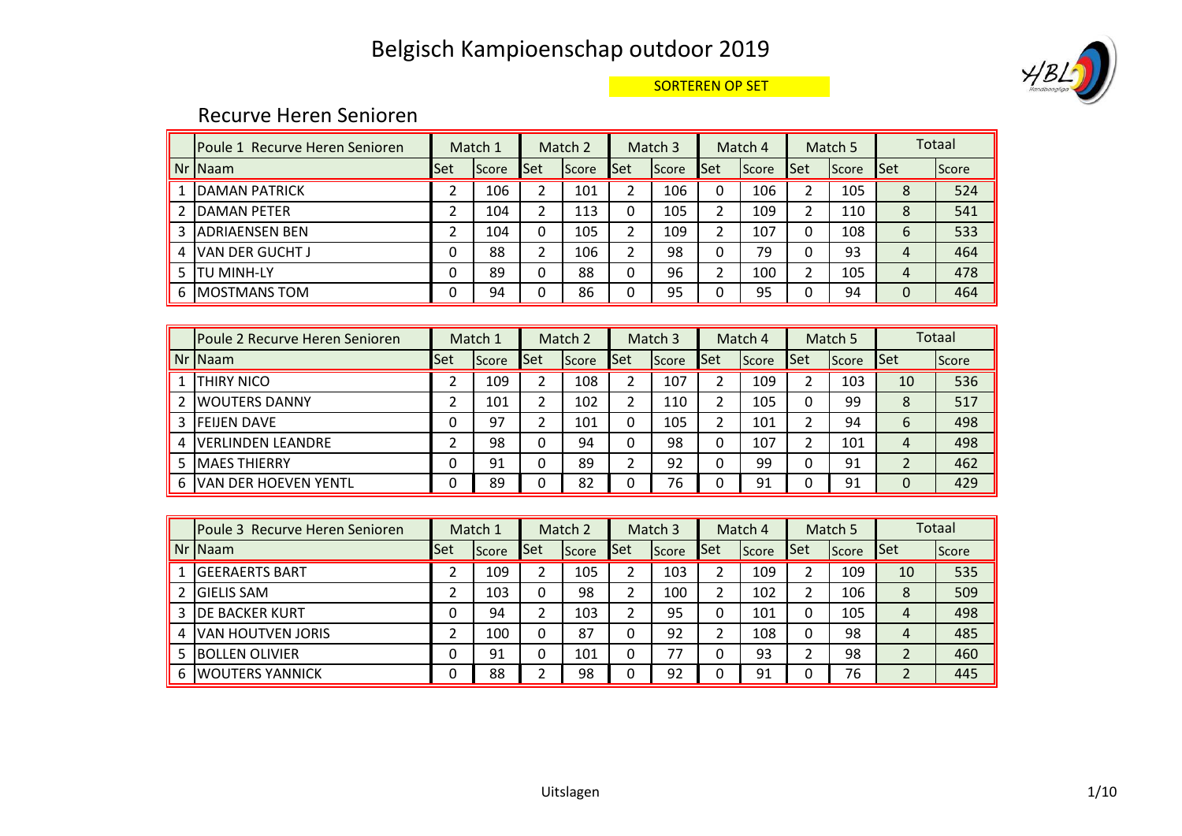# Belgisch Kampioenschap outdoor 2019

SORTEREN OP SET

## Recurve Heren Senioren

| | Poule 1 Recurve Heren Senioren | Match 1 | | Match 2 | | Match 3 | | Match 4 | | Match 5 | | Totaal | |
|---|---|---|---|---|---|---|---|---|---|---|---|---|---|
| Nr | Naam | Set | Score | Set | Score | Set | Score | Set | Score | Set | Score | Set | Score |
| 1 | DAMAN PATRICK | 2 | 106 | 2 | 101 | 2 | 106 | 0 | 106 | 2 | 105 | 8 | 524 |
| 2 | DAMAN PETER | 2 | 104 | 2 | 113 | 0 | 105 | 2 | 109 | 2 | 110 | 8 | 541 |
| 3 | ADRIAENSEN BEN | 2 | 104 | 0 | 105 | 2 | 109 | 2 | 107 | 0 | 108 | 6 | 533 |
| 4 | VAN DER GUCHT J | 0 | 88 | 2 | 106 | 2 | 98 | 0 | 79 | 0 | 93 | 4 | 464 |
| 5 | TU MINH-LY | 0 | 89 | 0 | 88 | 0 | 96 | 2 | 100 | 2 | 105 | 4 | 478 |
| 6 | MOSTMANS TOM | 0 | 94 | 0 | 86 | 0 | 95 | 0 | 95 | 0 | 94 | 0 | 464 |

| | Poule 2 Recurve Heren Senioren | Match 1 | | Match 2 | | Match 3 | | Match 4 | | Match 5 | | Totaal | |
|---|---|---|---|---|---|---|---|---|---|---|---|---|---|
| Nr | Naam | Set | Score | Set | Score | Set | Score | Set | Score | Set | Score | Set | Score |
| 1 | THIRY NICO | 2 | 109 | 2 | 108 | 2 | 107 | 2 | 109 | 2 | 103 | 10 | 536 |
| 2 | WOUTERS DANNY | 2 | 101 | 2 | 102 | 2 | 110 | 2 | 105 | 0 | 99 | 8 | 517 |
| 3 | FEIJEN DAVE | 0 | 97 | 2 | 101 | 0 | 105 | 2 | 101 | 2 | 94 | 6 | 498 |
| 4 | VERLINDEN LEANDRE | 2 | 98 | 0 | 94 | 0 | 98 | 0 | 107 | 2 | 101 | 4 | 498 |
| 5 | MAES THIERRY | 0 | 91 | 0 | 89 | 2 | 92 | 0 | 99 | 0 | 91 | 2 | 462 |
| 6 | VAN DER HOEVEN YENTL | 0 | 89 | 0 | 82 | 0 | 76 | 0 | 91 | 0 | 91 | 0 | 429 |

| | Poule 3 Recurve Heren Senioren | Match 1 | | Match 2 | | Match 3 | | Match 4 | | Match 5 | | Totaal | |
|---|---|---|---|---|---|---|---|---|---|---|---|---|---|
| Nr | Naam | Set | Score | Set | Score | Set | Score | Set | Score | Set | Score | Set | Score |
| 1 | GEERAERTS BART | 2 | 109 | 2 | 105 | 2 | 103 | 2 | 109 | 2 | 109 | 10 | 535 |
| 2 | GIELIS SAM | 2 | 103 | 0 | 98 | 2 | 100 | 2 | 102 | 2 | 106 | 8 | 509 |
| 3 | DE BACKER KURT | 0 | 94 | 2 | 103 | 2 | 95 | 0 | 101 | 0 | 105 | 4 | 498 |
| 4 | VAN HOUTVEN JORIS | 2 | 100 | 0 | 87 | 0 | 92 | 2 | 108 | 0 | 98 | 4 | 485 |
| 5 | BOLLEN OLIVIER | 0 | 91 | 0 | 101 | 0 | 77 | 0 | 93 | 2 | 98 | 2 | 460 |
| 6 | WOUTERS YANNICK | 0 | 88 | 2 | 98 | 0 | 92 | 0 | 91 | 0 | 76 | 2 | 445 |

Uitslagen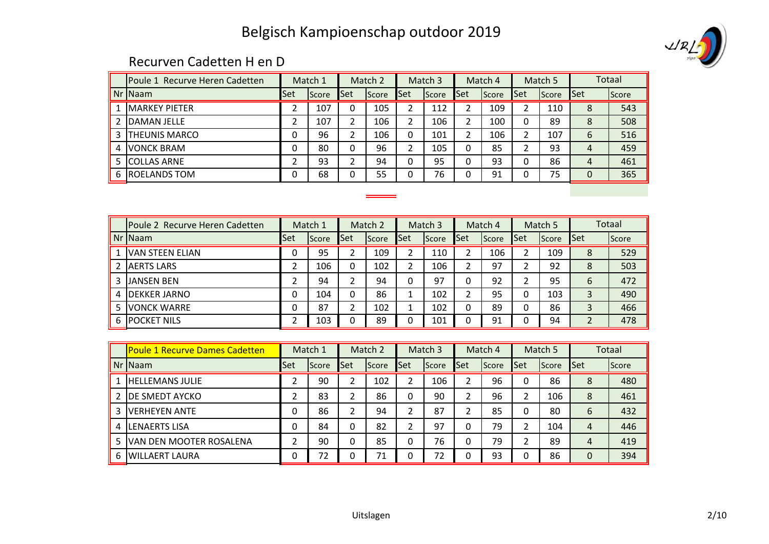# Belgisch Kampioenschap outdoor 2019

## Recurven Cadetten H en D

| | Poule 1 Recurve Heren Cadetten | Match 1 | | Match 2 | | Match 3 | | Match 4 | | Match 5 | | Totaal | |
|---|---|---|---|---|---|---|---|---|---|---|---|---|---|
| Nr | Naam | Set | Score | Set | Score | Set | Score | Set | Score | Set | Score | Set | Score |
| 1 | MARKEY PIETER | 2 | 107 | 0 | 105 | 2 | 112 | 2 | 109 | 2 | 110 | 8 | 543 |
| 2 | DAMAN JELLE | 2 | 107 | 2 | 106 | 2 | 106 | 2 | 100 | 0 | 89 | 8 | 508 |
| 3 | THEUNIS MARCO | 0 | 96 | 2 | 106 | 0 | 101 | 2 | 106 | 2 | 107 | 6 | 516 |
| 4 | VONCK BRAM | 0 | 80 | 0 | 96 | 2 | 105 | 0 | 85 | 2 | 93 | 4 | 459 |
| 5 | COLLAS ARNE | 2 | 93 | 2 | 94 | 0 | 95 | 0 | 93 | 0 | 86 | 4 | 461 |
| 6 | ROELANDS TOM | 0 | 68 | 0 | 55 | 0 | 76 | 0 | 91 | 0 | 75 | 0 | 365 |

| | Poule 2 Recurve Heren Cadetten | Match 1 | | Match 2 | | Match 3 | | Match 4 | | Match 5 | | Totaal | |
|---|---|---|---|---|---|---|---|---|---|---|---|---|---|
| Nr | Naam | Set | Score | Set | Score | Set | Score | Set | Score | Set | Score | Set | Score |
| 1 | VAN STEEN ELIAN | 0 | 95 | 2 | 109 | 2 | 110 | 2 | 106 | 2 | 109 | 8 | 529 |
| 2 | AERTS LARS | 2 | 106 | 0 | 102 | 2 | 106 | 2 | 97 | 2 | 92 | 8 | 503 |
| 3 | JANSEN BEN | 2 | 94 | 2 | 94 | 0 | 97 | 0 | 92 | 2 | 95 | 6 | 472 |
| 4 | DEKKER JARNO | 0 | 104 | 0 | 86 | 1 | 102 | 2 | 95 | 0 | 103 | 3 | 490 |
| 5 | VONCK WARRE | 0 | 87 | 2 | 102 | 1 | 102 | 0 | 89 | 0 | 86 | 3 | 466 |
| 6 | POCKET NILS | 2 | 103 | 0 | 89 | 0 | 101 | 0 | 91 | 0 | 94 | 2 | 478 |

| | Poule 1 Recurve Dames Cadetten | Match 1 | | Match 2 | | Match 3 | | Match 4 | | Match 5 | | Totaal | |
|---|---|---|---|---|---|---|---|---|---|---|---|---|---|
| Nr | Naam | Set | Score | Set | Score | Set | Score | Set | Score | Set | Score | Set | Score |
| 1 | HELLEMANS JULIE | 2 | 90 | 2 | 102 | 2 | 106 | 2 | 96 | 0 | 86 | 8 | 480 |
| 2 | DE SMEDT AYCKO | 2 | 83 | 2 | 86 | 0 | 90 | 2 | 96 | 2 | 106 | 8 | 461 |
| 3 | VERHEYEN ANTE | 0 | 86 | 2 | 94 | 2 | 87 | 2 | 85 | 0 | 80 | 6 | 432 |
| 4 | LENAERTS LISA | 0 | 84 | 0 | 82 | 2 | 97 | 0 | 79 | 2 | 104 | 4 | 446 |
| 5 | VAN DEN MOOTER ROSALENA | 2 | 90 | 0 | 85 | 0 | 76 | 0 | 79 | 2 | 89 | 4 | 419 |
| 6 | WILLAERT LAURA | 0 | 72 | 0 | 71 | 0 | 72 | 0 | 93 | 0 | 86 | 0 | 394 |

Uitslagen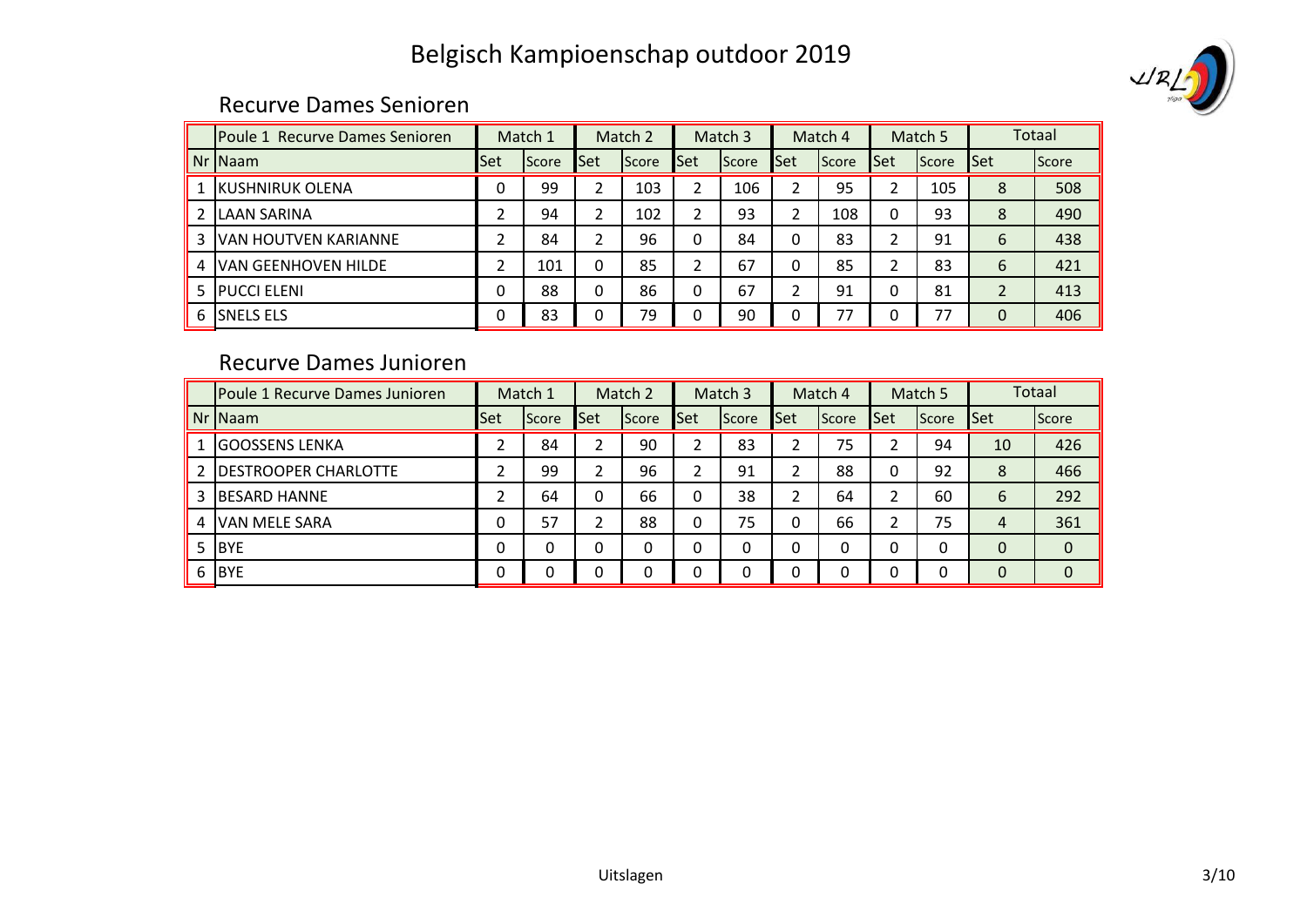# Belgisch Kampioenschap outdoor 2019

## Recurve Dames Senioren

| | Poule 1 Recurve Dames Senioren | Match 1 | | Match 2 | | Match 3 | | Match 4 | | Match 5 | | Totaal | |
|---|---|---|---|---|---|---|---|---|---|---|---|---|---|
| Nr | Naam | Set | Score | Set | Score | Set | Score | Set | Score | Set | Score | Set | Score |
| 1 | KUSHNIRUK OLENA | 0 | 99 | 2 | 103 | 2 | 106 | 2 | 95 | 2 | 105 | 8 | 508 |
| 2 | LAAN SARINA | 2 | 94 | 2 | 102 | 2 | 93 | 2 | 108 | 0 | 93 | 8 | 490 |
| 3 | VAN HOUTVEN KARIANNE | 2 | 84 | 2 | 96 | 0 | 84 | 0 | 83 | 2 | 91 | 6 | 438 |
| 4 | VAN GEENHOVEN HILDE | 2 | 101 | 0 | 85 | 2 | 67 | 0 | 85 | 2 | 83 | 6 | 421 |
| 5 | PUCCI ELENI | 0 | 88 | 0 | 86 | 0 | 67 | 2 | 91 | 0 | 81 | 2 | 413 |
| 6 | SNELS ELS | 0 | 83 | 0 | 79 | 0 | 90 | 0 | 77 | 0 | 77 | 0 | 406 |

## Recurve Dames Junioren

| | Poule 1 Recurve Dames Junioren | Match 1 | | Match 2 | | Match 3 | | Match 4 | | Match 5 | | Totaal | |
|---|---|---|---|---|---|---|---|---|---|---|---|---|---|
| Nr | Naam | Set | Score | Set | Score | Set | Score | Set | Score | Set | Score | Set | Score |
| 1 | GOOSSENS LENKA | 2 | 84 | 2 | 90 | 2 | 83 | 2 | 75 | 2 | 94 | 10 | 426 |
| 2 | DESTROOPER CHARLOTTE | 2 | 99 | 2 | 96 | 2 | 91 | 2 | 88 | 0 | 92 | 8 | 466 |
| 3 | BESARD HANNE | 2 | 64 | 0 | 66 | 0 | 38 | 2 | 64 | 2 | 60 | 6 | 292 |
| 4 | VAN MELE SARA | 0 | 57 | 2 | 88 | 0 | 75 | 0 | 66 | 2 | 75 | 4 | 361 |
| 5 | BYE | 0 | 0 | 0 | 0 | 0 | 0 | 0 | 0 | 0 | 0 | 0 | 0 |
| 6 | BYE | 0 | 0 | 0 | 0 | 0 | 0 | 0 | 0 | 0 | 0 | 0 | 0 |

Uitslagen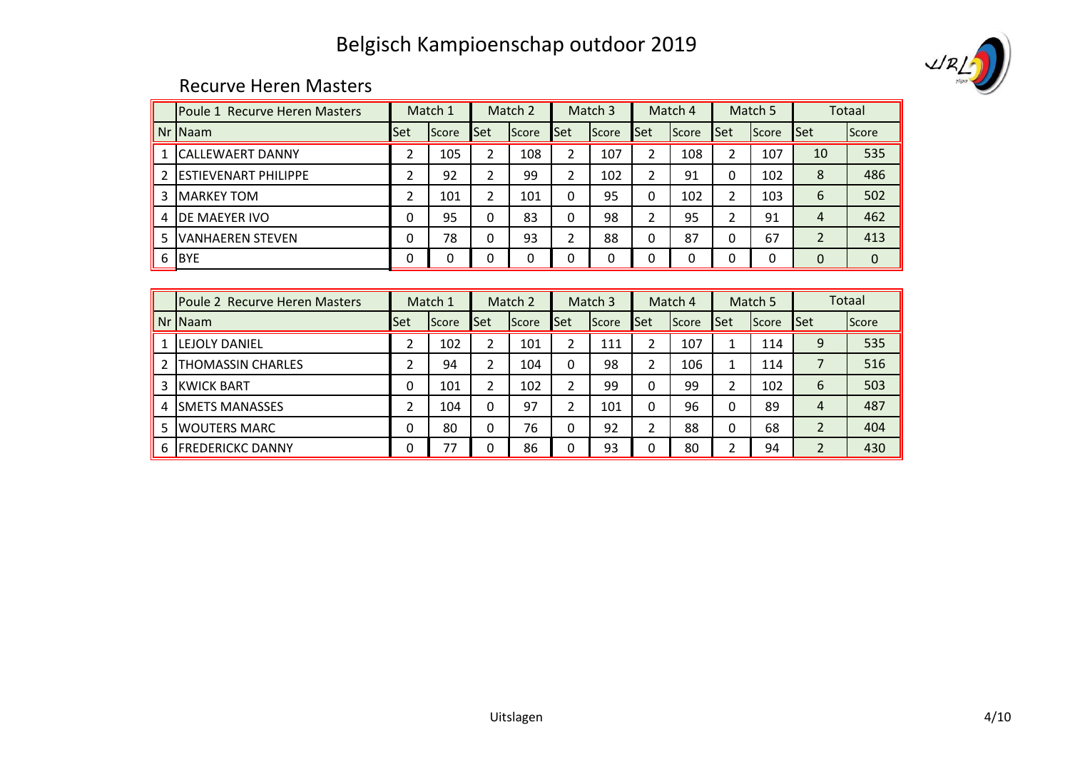# Belgisch Kampioenschap outdoor 2019

## Recurve Heren Masters

| | Poule 1 Recurve Heren Masters | Match 1 | | Match 2 | | Match 3 | | Match 4 | | Match 5 | | Totaal | |
|---|---|---|---|---|---|---|---|---|---|---|---|---|---|
| Nr | Naam | Set | Score | Set | Score | Set | Score | Set | Score | Set | Score | Set | Score |
| 1 | CALLEWAERT DANNY | 2 | 105 | 2 | 108 | 2 | 107 | 2 | 108 | 2 | 107 | 10 | 535 |
| 2 | ESTIEVENART PHILIPPE | 2 | 92 | 2 | 99 | 2 | 102 | 2 | 91 | 0 | 102 | 8 | 486 |
| 3 | MARKEY TOM | 2 | 101 | 2 | 101 | 0 | 95 | 0 | 102 | 2 | 103 | 6 | 502 |
| 4 | DE MAEYER IVO | 0 | 95 | 0 | 83 | 0 | 98 | 2 | 95 | 2 | 91 | 4 | 462 |
| 5 | VANHAEREN STEVEN | 0 | 78 | 0 | 93 | 2 | 88 | 0 | 87 | 0 | 67 | 2 | 413 |
| 6 | BYE | 0 | 0 | 0 | 0 | 0 | 0 | 0 | 0 | 0 | 0 | 0 | 0 |

| | Poule 2 Recurve Heren Masters | Match 1 | | Match 2 | | Match 3 | | Match 4 | | Match 5 | | Totaal | |
|---|---|---|---|---|---|---|---|---|---|---|---|---|---|
| Nr | Naam | Set | Score | Set | Score | Set | Score | Set | Score | Set | Score | Set | Score |
| 1 | LEJOLY DANIEL | 2 | 102 | 2 | 101 | 2 | 111 | 2 | 107 | 1 | 114 | 9 | 535 |
| 2 | THOMASSIN CHARLES | 2 | 94 | 2 | 104 | 0 | 98 | 2 | 106 | 1 | 114 | 7 | 516 |
| 3 | KWICK BART | 0 | 101 | 2 | 102 | 2 | 99 | 0 | 99 | 2 | 102 | 6 | 503 |
| 4 | SMETS MANASSES | 2 | 104 | 0 | 97 | 2 | 101 | 0 | 96 | 0 | 89 | 4 | 487 |
| 5 | WOUTERS MARC | 0 | 80 | 0 | 76 | 0 | 92 | 2 | 88 | 0 | 68 | 2 | 404 |
| 6 | FREDERICKC DANNY | 0 | 77 | 0 | 86 | 0 | 93 | 0 | 80 | 2 | 94 | 2 | 430 |

Uitslagen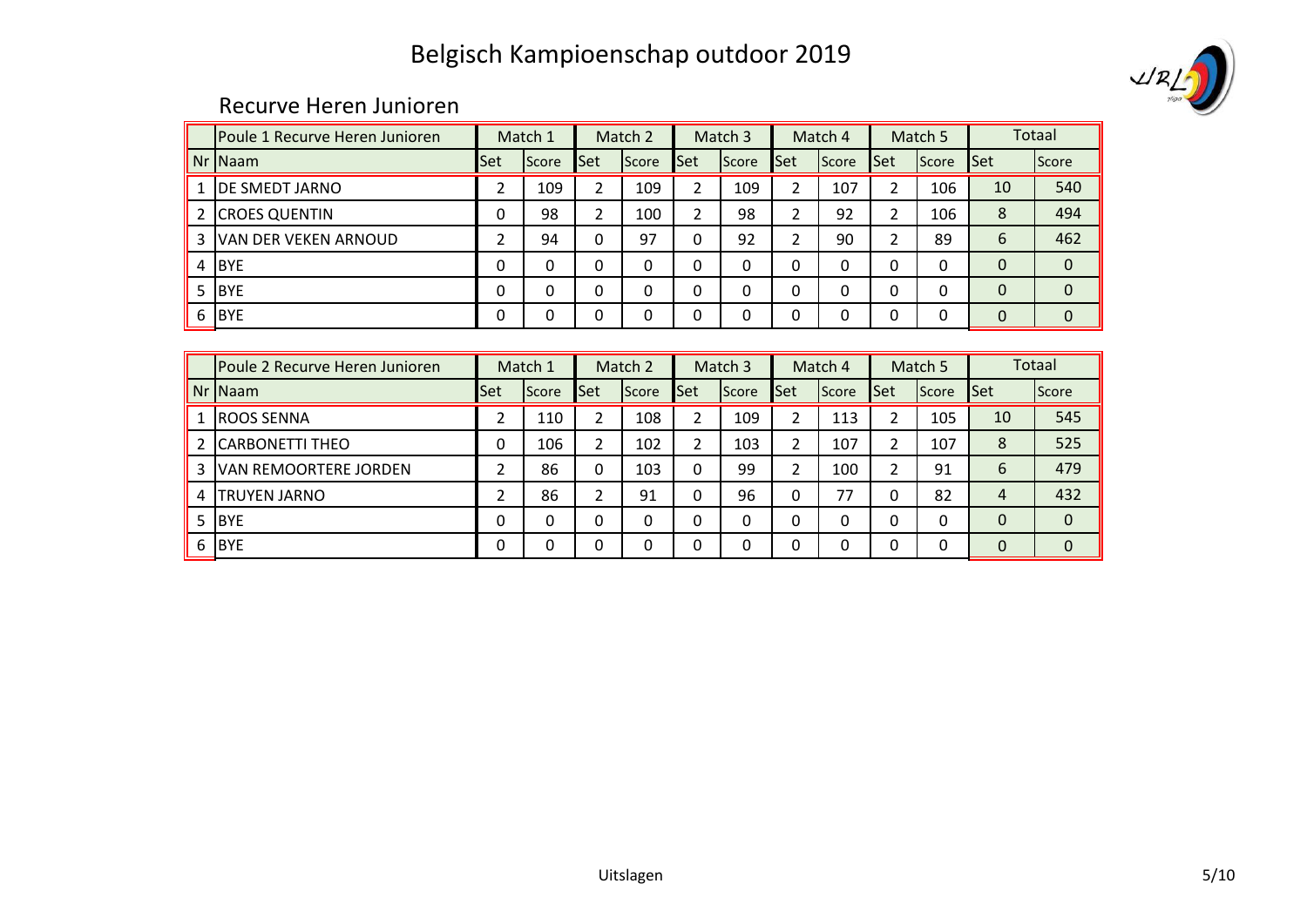# Belgisch Kampioenschap outdoor 2019

## Recurve Heren Junioren

| | Poule 1 Recurve Heren Junioren | Match 1 | | Match 2 | | Match 3 | | Match 4 | | Match 5 | | Totaal | |
|---|---|---|---|---|---|---|---|---|---|---|---|---|---|
| Nr | Naam | Set | Score | Set | Score | Set | Score | Set | Score | Set | Score | Set | Score |
| 1 | DE SMEDT JARNO | 2 | 109 | 2 | 109 | 2 | 109 | 2 | 107 | 2 | 106 | 10 | 540 |
| 2 | CROES QUENTIN | 0 | 98 | 2 | 100 | 2 | 98 | 2 | 92 | 2 | 106 | 8 | 494 |
| 3 | VAN DER VEKEN ARNOUD | 2 | 94 | 0 | 97 | 0 | 92 | 2 | 90 | 2 | 89 | 6 | 462 |
| 4 | BYE | 0 | 0 | 0 | 0 | 0 | 0 | 0 | 0 | 0 | 0 | 0 | 0 |
| 5 | BYE | 0 | 0 | 0 | 0 | 0 | 0 | 0 | 0 | 0 | 0 | 0 | 0 |
| 6 | BYE | 0 | 0 | 0 | 0 | 0 | 0 | 0 | 0 | 0 | 0 | 0 | 0 |

| | Poule 2 Recurve Heren Junioren | Match 1 | | Match 2 | | Match 3 | | Match 4 | | Match 5 | | Totaal | |
|---|---|---|---|---|---|---|---|---|---|---|---|---|---|
| Nr | Naam | Set | Score | Set | Score | Set | Score | Set | Score | Set | Score | Set | Score |
| 1 | ROOS SENNA | 2 | 110 | 2 | 108 | 2 | 109 | 2 | 113 | 2 | 105 | 10 | 545 |
| 2 | CARBONETTI THEO | 0 | 106 | 2 | 102 | 2 | 103 | 2 | 107 | 2 | 107 | 8 | 525 |
| 3 | VAN REMOORTERE JORDEN | 2 | 86 | 0 | 103 | 0 | 99 | 2 | 100 | 2 | 91 | 6 | 479 |
| 4 | TRUYEN JARNO | 2 | 86 | 2 | 91 | 0 | 96 | 0 | 77 | 0 | 82 | 4 | 432 |
| 5 | BYE | 0 | 0 | 0 | 0 | 0 | 0 | 0 | 0 | 0 | 0 | 0 | 0 |
| 6 | BYE | 0 | 0 | 0 | 0 | 0 | 0 | 0 | 0 | 0 | 0 | 0 | 0 |

Uitslagen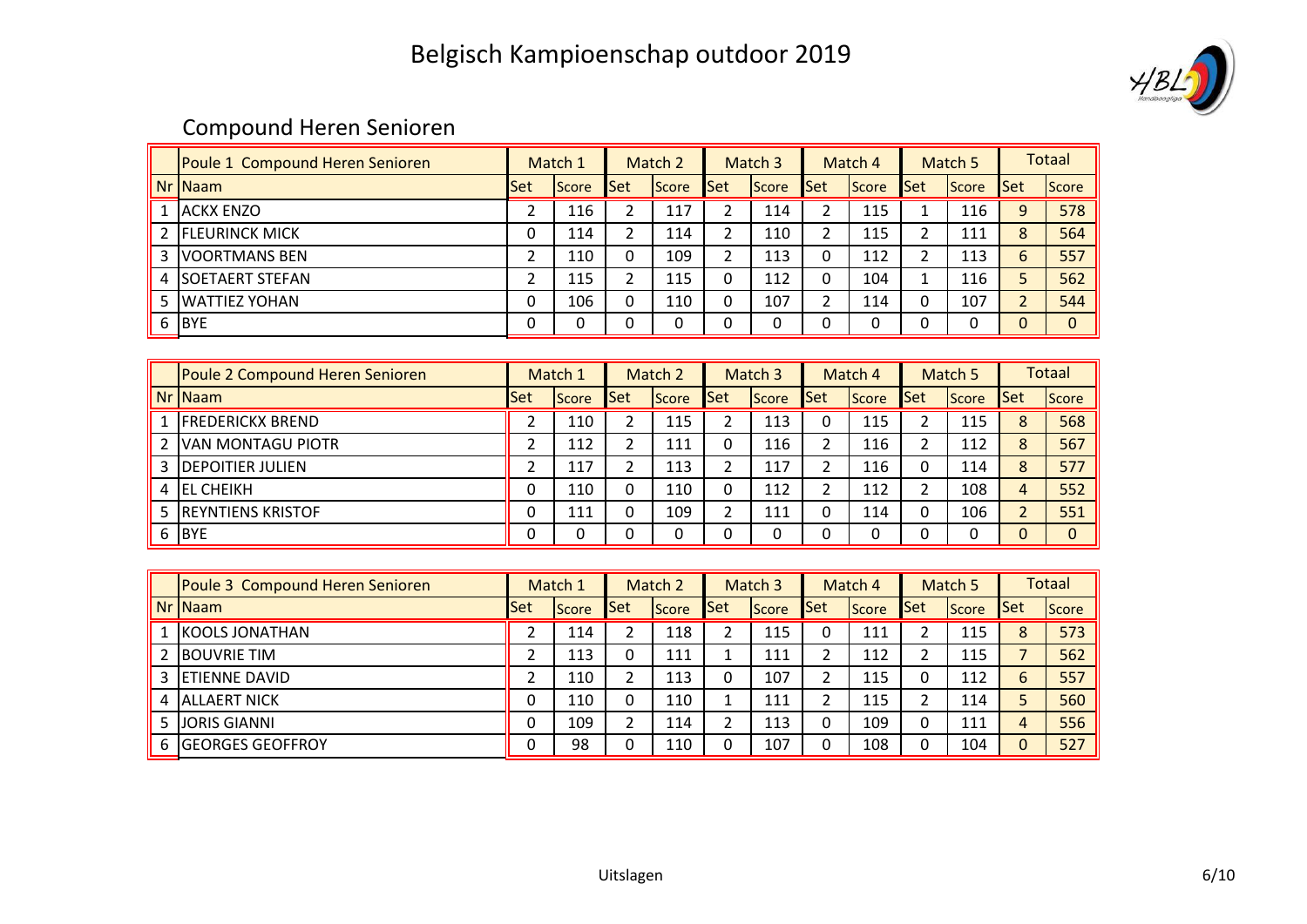# Belgisch Kampioenschap outdoor 2019

## Compound Heren Senioren

| | Poule 1 Compound Heren Senioren | Match 1 | | Match 2 | | Match 3 | | Match 4 | | Match 5 | | Totaal | |
|---|---|---|---|---|---|---|---|---|---|---|---|---|---|
| Nr | Naam | Set | Score | Set | Score | Set | Score | Set | Score | Set | Score | Set | Score |
| 1 | ACKX ENZO | 2 | 116 | 2 | 117 | 2 | 114 | 2 | 115 | 1 | 116 | 9 | 578 |
| 2 | FLEURINCK MICK | 0 | 114 | 2 | 114 | 2 | 110 | 2 | 115 | 2 | 111 | 8 | 564 |
| 3 | VOORTMANS BEN | 2 | 110 | 0 | 109 | 2 | 113 | 0 | 112 | 2 | 113 | 6 | 557 |
| 4 | SOETAERT STEFAN | 2 | 115 | 2 | 115 | 0 | 112 | 0 | 104 | 1 | 116 | 5 | 562 |
| 5 | WATTIEZ YOHAN | 0 | 106 | 0 | 110 | 0 | 107 | 2 | 114 | 0 | 107 | 2 | 544 |
| 6 | BYE | 0 | 0 | 0 | 0 | 0 | 0 | 0 | 0 | 0 | 0 | 0 | 0 |

| | Poule 2 Compound Heren Senioren | Match 1 | | Match 2 | | Match 3 | | Match 4 | | Match 5 | | Totaal | |
|---|---|---|---|---|---|---|---|---|---|---|---|---|---|
| Nr | Naam | Set | Score | Set | Score | Set | Score | Set | Score | Set | Score | Set | Score |
| 1 | FREDERICKX BREND | 2 | 110 | 2 | 115 | 2 | 113 | 0 | 115 | 2 | 115 | 8 | 568 |
| 2 | VAN MONTAGU PIOTR | 2 | 112 | 2 | 111 | 0 | 116 | 2 | 116 | 2 | 112 | 8 | 567 |
| 3 | DEPOITIER JULIEN | 2 | 117 | 2 | 113 | 2 | 117 | 2 | 116 | 0 | 114 | 8 | 577 |
| 4 | EL CHEIKH | 0 | 110 | 0 | 110 | 0 | 112 | 2 | 112 | 2 | 108 | 4 | 552 |
| 5 | REYNTIENS KRISTOF | 0 | 111 | 0 | 109 | 2 | 111 | 0 | 114 | 0 | 106 | 2 | 551 |
| 6 | BYE | 0 | 0 | 0 | 0 | 0 | 0 | 0 | 0 | 0 | 0 | 0 | 0 |

| | Poule 3 Compound Heren Senioren | Match 1 | | Match 2 | | Match 3 | | Match 4 | | Match 5 | | Totaal | |
|---|---|---|---|---|---|---|---|---|---|---|---|---|---|
| Nr | Naam | Set | Score | Set | Score | Set | Score | Set | Score | Set | Score | Set | Score |
| 1 | KOOLS JONATHAN | 2 | 114 | 2 | 118 | 2 | 115 | 0 | 111 | 2 | 115 | 8 | 573 |
| 2 | BOUVRIE TIM | 2 | 113 | 0 | 111 | 1 | 111 | 2 | 112 | 2 | 115 | 7 | 562 |
| 3 | ETIENNE DAVID | 2 | 110 | 2 | 113 | 0 | 107 | 2 | 115 | 0 | 112 | 6 | 557 |
| 4 | ALLAERT NICK | 0 | 110 | 0 | 110 | 1 | 111 | 2 | 115 | 2 | 114 | 5 | 560 |
| 5 | JORIS GIANNI | 0 | 109 | 2 | 114 | 2 | 113 | 0 | 109 | 0 | 111 | 4 | 556 |
| 6 | GEORGES GEOFFROY | 0 | 98 | 0 | 110 | 0 | 107 | 0 | 108 | 0 | 104 | 0 | 527 |

Uitslagen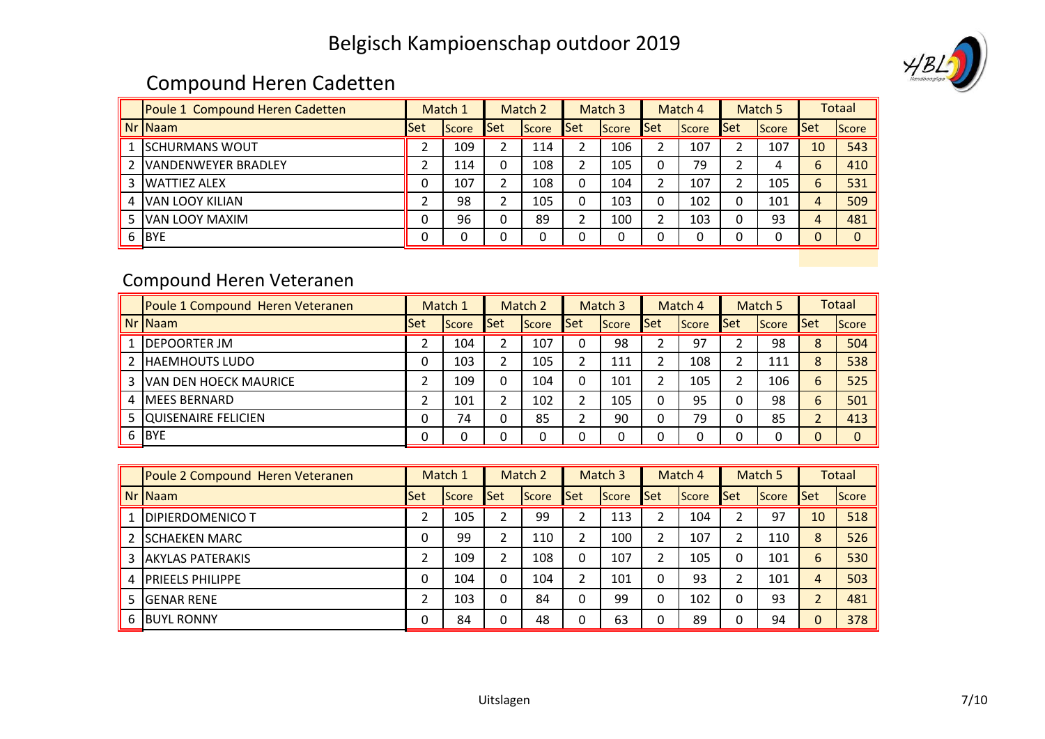# Belgisch Kampioenschap outdoor 2019

## Compound Heren Cadetten

| | Poule 1 Compound Heren Cadetten | Match 1 | | Match 2 | | Match 3 | | Match 4 | | Match 5 | | Totaal | |
|---|---|---|---|---|---|---|---|---|---|---|---|---|---|
| Nr | Naam | Set | Score | Set | Score | Set | Score | Set | Score | Set | Score | Set | Score |
| 1 | SCHURMANS WOUT | 2 | 109 | 2 | 114 | 2 | 106 | 2 | 107 | 2 | 107 | 10 | 543 |
| 2 | VANDENWEYER BRADLEY | 2 | 114 | 0 | 108 | 2 | 105 | 0 | 79 | 2 | 4 | 6 | 410 |
| 3 | WATTIEZ ALEX | 0 | 107 | 2 | 108 | 0 | 104 | 2 | 107 | 2 | 105 | 6 | 531 |
| 4 | VAN LOOY KILIAN | 2 | 98 | 2 | 105 | 0 | 103 | 0 | 102 | 0 | 101 | 4 | 509 |
| 5 | VAN LOOY MAXIM | 0 | 96 | 0 | 89 | 2 | 100 | 2 | 103 | 0 | 93 | 4 | 481 |
| 6 | BYE | 0 | 0 | 0 | 0 | 0 | 0 | 0 | 0 | 0 | 0 | 0 | 0 |

## Compound Heren Veteranen

| | Poule 1 Compound Heren Veteranen | Match 1 | | Match 2 | | Match 3 | | Match 4 | | Match 5 | | Totaal | |
|---|---|---|---|---|---|---|---|---|---|---|---|---|---|
| Nr | Naam | Set | Score | Set | Score | Set | Score | Set | Score | Set | Score | Set | Score |
| 1 | DEPOORTER JM | 2 | 104 | 2 | 107 | 0 | 98 | 2 | 97 | 2 | 98 | 8 | 504 |
| 2 | HAEMHOUTS LUDO | 0 | 103 | 2 | 105 | 2 | 111 | 2 | 108 | 2 | 111 | 8 | 538 |
| 3 | VAN DEN HOECK MAURICE | 2 | 109 | 0 | 104 | 0 | 101 | 2 | 105 | 2 | 106 | 6 | 525 |
| 4 | MEES BERNARD | 2 | 101 | 2 | 102 | 2 | 105 | 0 | 95 | 0 | 98 | 6 | 501 |
| 5 | QUISENAIRE FELICIEN | 0 | 74 | 0 | 85 | 2 | 90 | 0 | 79 | 0 | 85 | 2 | 413 |
| 6 | BYE | 0 | 0 | 0 | 0 | 0 | 0 | 0 | 0 | 0 | 0 | 0 | 0 |

| | Poule 2 Compound Heren Veteranen | Match 1 | | Match 2 | | Match 3 | | Match 4 | | Match 5 | | Totaal | |
|---|---|---|---|---|---|---|---|---|---|---|---|---|---|
| Nr | Naam | Set | Score | Set | Score | Set | Score | Set | Score | Set | Score | Set | Score |
| 1 | DIPIERDOMENICO T | 2 | 105 | 2 | 99 | 2 | 113 | 2 | 104 | 2 | 97 | 10 | 518 |
| 2 | SCHAEKEN MARC | 0 | 99 | 2 | 110 | 2 | 100 | 2 | 107 | 2 | 110 | 8 | 526 |
| 3 | AKYLAS PATERAKIS | 2 | 109 | 2 | 108 | 0 | 107 | 2 | 105 | 0 | 101 | 6 | 530 |
| 4 | PRIEELS PHILIPPE | 0 | 104 | 0 | 104 | 2 | 101 | 0 | 93 | 2 | 101 | 4 | 503 |
| 5 | GENAR RENE | 2 | 103 | 0 | 84 | 0 | 99 | 0 | 102 | 0 | 93 | 2 | 481 |
| 6 | BUYL RONNY | 0 | 84 | 0 | 48 | 0 | 63 | 0 | 89 | 0 | 94 | 0 | 378 |

Uitslagen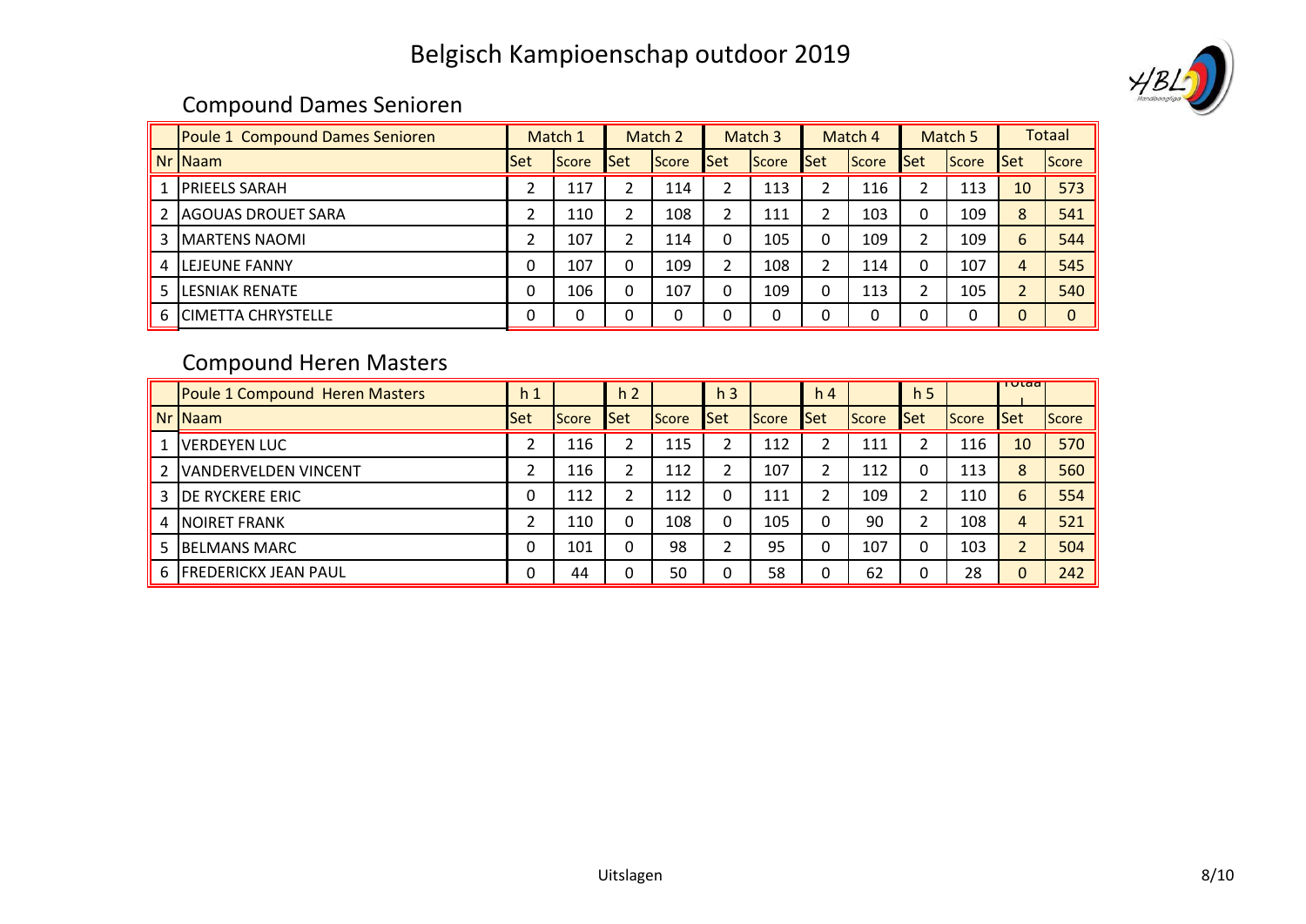# Belgisch Kampioenschap outdoor 2019

## Compound Dames Senioren

| | Poule 1 Compound Dames Senioren | Match 1 | | Match 2 | | Match 3 | | Match 4 | | Match 5 | | Totaal | |
|---|---|---|---|---|---|---|---|---|---|---|---|---|---|
| Nr | Naam | Set | Score | Set | Score | Set | Score | Set | Score | Set | Score | Set | Score |
| 1 | PRIEELS SARAH | 2 | 117 | 2 | 114 | 2 | 113 | 2 | 116 | 2 | 113 | 10 | 573 |
| 2 | AGOUAS DROUET SARA | 2 | 110 | 2 | 108 | 2 | 111 | 2 | 103 | 0 | 109 | 8 | 541 |
| 3 | MARTENS NAOMI | 2 | 107 | 2 | 114 | 0 | 105 | 0 | 109 | 2 | 109 | 6 | 544 |
| 4 | LEJEUNE FANNY | 0 | 107 | 0 | 109 | 2 | 108 | 2 | 114 | 0 | 107 | 4 | 545 |
| 5 | LESNIAK RENATE | 0 | 106 | 0 | 107 | 0 | 109 | 0 | 113 | 2 | 105 | 2 | 540 |
| 6 | CIMETTA CHRYSTELLE | 0 | 0 | 0 | 0 | 0 | 0 | 0 | 0 | 0 | 0 | 0 | 0 |

## Compound Heren Masters

| | Poule 1 Compound Heren Masters | h 1 | | h 2 | | h 3 | | h 4 | | h 5 | | Totaal | |
|---|---|---|---|---|---|---|---|---|---|---|---|---|---|
| Nr | Naam | Set | Score | Set | Score | Set | Score | Set | Score | Set | Score | Set | Score |
| 1 | VERDEYEN LUC | 2 | 116 | 2 | 115 | 2 | 112 | 2 | 111 | 2 | 116 | 10 | 570 |
| 2 | VANDERVELDEN VINCENT | 2 | 116 | 2 | 112 | 2 | 107 | 2 | 112 | 0 | 113 | 8 | 560 |
| 3 | DE RYCKERE ERIC | 0 | 112 | 2 | 112 | 0 | 111 | 2 | 109 | 2 | 110 | 6 | 554 |
| 4 | NOIRET FRANK | 2 | 110 | 0 | 108 | 0 | 105 | 0 | 90 | 2 | 108 | 4 | 521 |
| 5 | BELMANS MARC | 0 | 101 | 0 | 98 | 2 | 95 | 0 | 107 | 0 | 103 | 2 | 504 |
| 6 | FREDERICKX JEAN PAUL | 0 | 44 | 0 | 50 | 0 | 58 | 0 | 62 | 0 | 28 | 0 | 242 |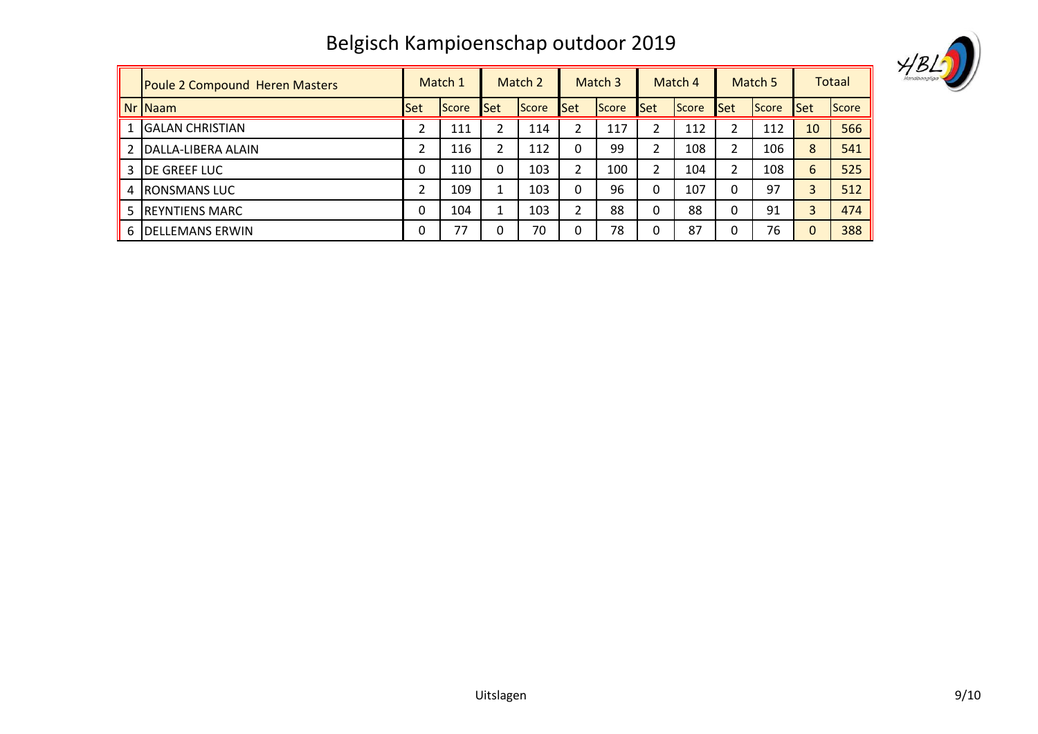# Belgisch Kampioenschap outdoor 2019

| | Poule 2 Compound Heren Masters | Match 1 | | Match 2 | | Match 3 | | Match 4 | | Match 5 | | Totaal | |
|---|---|---|---|---|---|---|---|---|---|---|---|---|---|
| Nr | Naam | Set | Score | Set | Score | Set | Score | Set | Score | Set | Score | Set | Score |
| 1 | GALAN CHRISTIAN | 2 | 111 | 2 | 114 | 2 | 117 | 2 | 112 | 2 | 112 | 10 | 566 |
| 2 | DALLA-LIBERA ALAIN | 2 | 116 | 2 | 112 | 0 | 99 | 2 | 108 | 2 | 106 | 8 | 541 |
| 3 | DE GREEF LUC | 0 | 110 | 0 | 103 | 2 | 100 | 2 | 104 | 2 | 108 | 6 | 525 |
| 4 | RONSMANS LUC | 2 | 109 | 1 | 103 | 0 | 96 | 0 | 107 | 0 | 97 | 3 | 512 |
| 5 | REYNTIENS MARC | 0 | 104 | 1 | 103 | 2 | 88 | 0 | 88 | 0 | 91 | 3 | 474 |
| 6 | DELLEMANS ERWIN | 0 | 77 | 0 | 70 | 0 | 78 | 0 | 87 | 0 | 76 | 0 | 388 |

Uitslagen